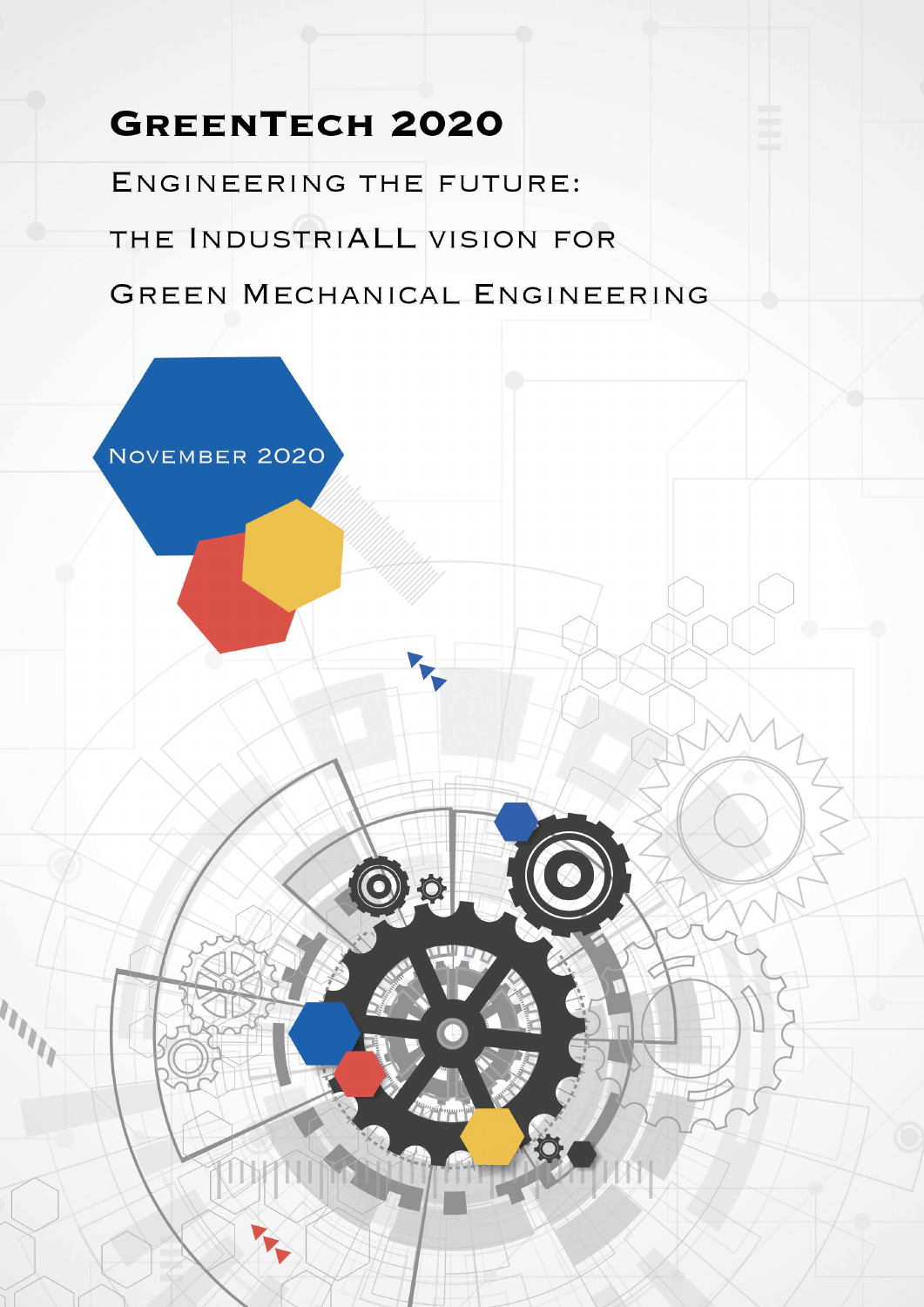# GreenTech 2020

## Engineering the future: the IndustriALL vision for Green Mechanical Engineering

November 2020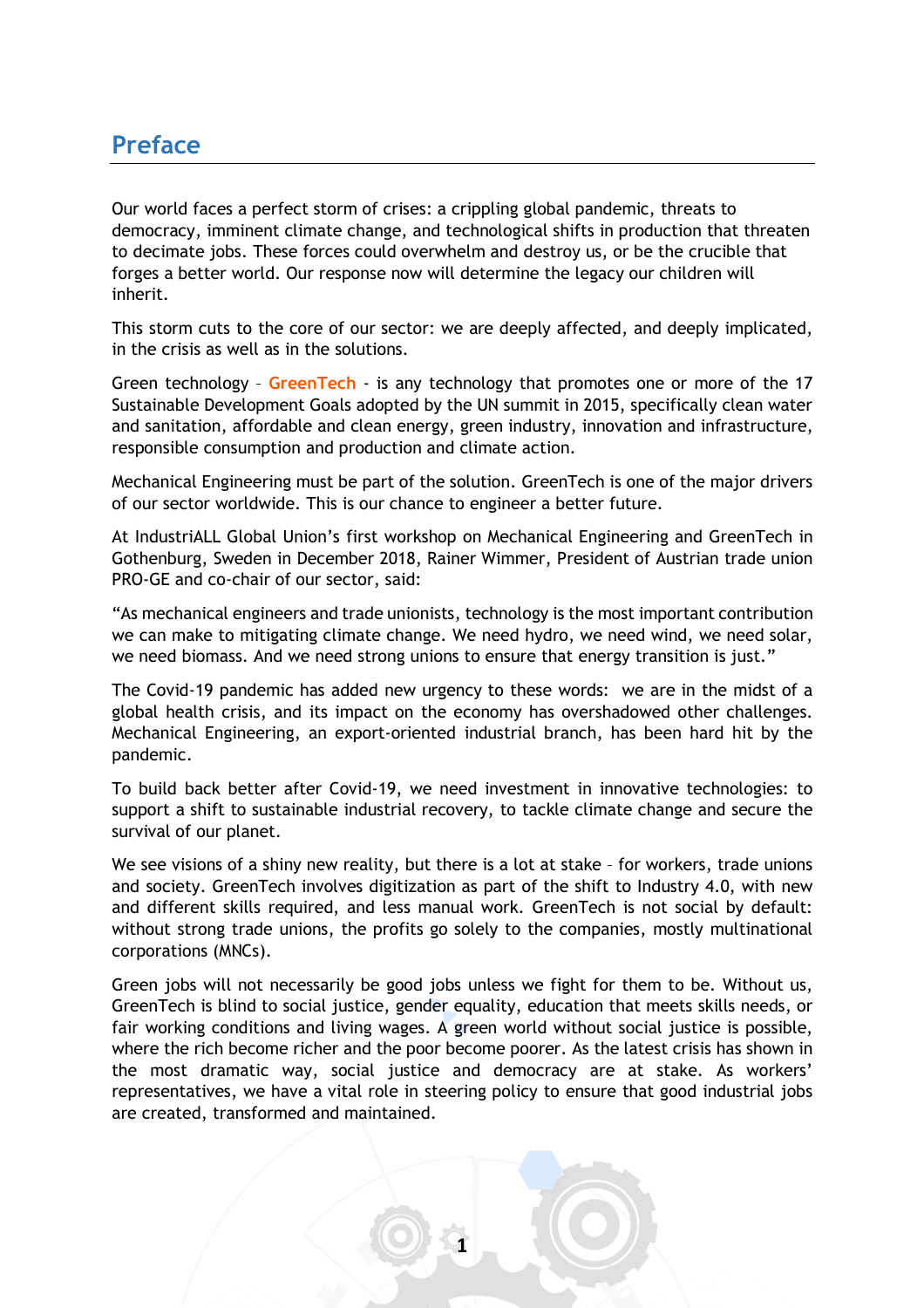# Preface

Our world faces a perfect storm of crises: a crippling global pandemic, threats to democracy, imminent climate change, and technological shifts in production that threaten to decimate jobs. These forces could overwhelm and destroy us, or be the crucible that forges a better world. Our response now will determine the legacy our children will inherit.

This storm cuts to the core of our sector: we are deeply affected, and deeply implicated, in the crisis as well as in the solutions.

Green technology – **GreenTech** - is any technology that promotes one or more of the 17 Sustainable Development Goals adopted by the UN summit in 2015, specifically clean water and sanitation, affordable and clean energy, green industry, innovation and infrastructure, responsible consumption and production and climate action.

Mechanical Engineering must be part of the solution. GreenTech is one of the major drivers of our sector worldwide. This is our chance to engineer a better future.

At IndustriALL Global Union's first workshop on Mechanical Engineering and GreenTech in Gothenburg, Sweden in December 2018, Rainer Wimmer, President of Austrian trade union PRO-GE and co-chair of our sector, said:

"As mechanical engineers and trade unionists, technology is the most important contribution we can make to mitigating climate change. We need hydro, we need wind, we need solar, we need biomass. And we need strong unions to ensure that energy transition is just."

The Covid-19 pandemic has added new urgency to these words: we are in the midst of a global health crisis, and its impact on the economy has overshadowed other challenges. Mechanical Engineering, an export-oriented industrial branch, has been hard hit by the pandemic.

To build back better after Covid-19, we need investment in innovative technologies: to support a shift to sustainable industrial recovery, to tackle climate change and secure the survival of our planet.

We see visions of a shiny new reality, but there is a lot at stake – for workers, trade unions and society. GreenTech involves digitization as part of the shift to Industry 4.0, with new and different skills required, and less manual work. GreenTech is not social by default: without strong trade unions, the profits go solely to the companies, mostly multinational corporations (MNCs).

Green jobs will not necessarily be good jobs unless we fight for them to be. Without us, GreenTech is blind to social justice, gender equality, education that meets skills needs, or fair working conditions and living wages. A green world without social justice is possible, where the rich become richer and the poor become poorer. As the latest crisis has shown in the most dramatic way, social justice and democracy are at stake. As workers' representatives, we have a vital role in steering policy to ensure that good industrial jobs are created, transformed and maintained.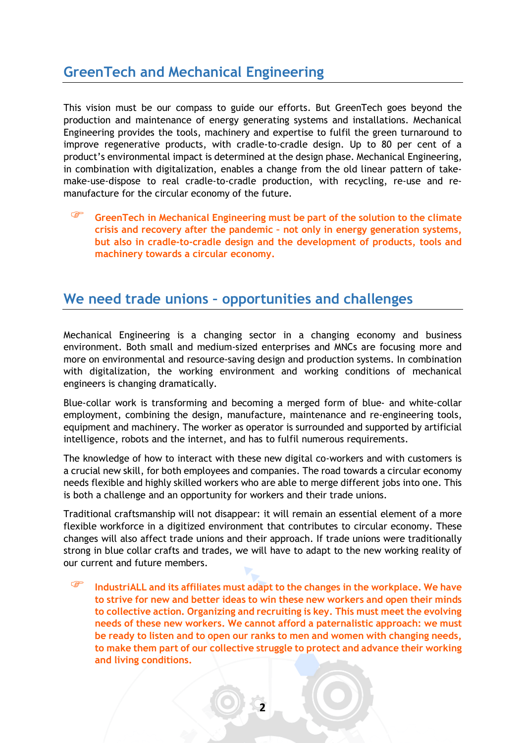## GreenTech and Mechanical Engineering

This vision must be our compass to guide our efforts. But GreenTech goes beyond the production and maintenance of energy generating systems and installations. Mechanical Engineering provides the tools, machinery and expertise to fulfil the green turnaround to improve regenerative products, with cradle-to-cradle design. Up to 80 per cent of a product's environmental impact is determined at the design phase. Mechanical Engineering, in combination with digitalization, enables a change from the old linear pattern of take-make-use-dispose to real cradle-to-cradle production, with recycling, re-use and re-manufacture for the circular economy of the future.

☞ **GreenTech in Mechanical Engineering must be part of the solution to the climate crisis and recovery after the pandemic – not only in energy generation systems, but also in cradle-to-cradle design and the development of products, tools and machinery towards a circular economy.**

## We need trade unions – opportunities and challenges

Mechanical Engineering is a changing sector in a changing economy and business environment. Both small and medium-sized enterprises and MNCs are focusing more and more on environmental and resource-saving design and production systems. In combination with digitalization, the working environment and working conditions of mechanical engineers is changing dramatically.

Blue-collar work is transforming and becoming a merged form of blue- and white-collar employment, combining the design, manufacture, maintenance and re-engineering tools, equipment and machinery. The worker as operator is surrounded and supported by artificial intelligence, robots and the internet, and has to fulfil numerous requirements.

The knowledge of how to interact with these new digital co-workers and with customers is a crucial new skill, for both employees and companies. The road towards a circular economy needs flexible and highly skilled workers who are able to merge different jobs into one. This is both a challenge and an opportunity for workers and their trade unions.

Traditional craftsmanship will not disappear: it will remain an essential element of a more flexible workforce in a digitized environment that contributes to circular economy. These changes will also affect trade unions and their approach. If trade unions were traditionally strong in blue collar crafts and trades, we will have to adapt to the new working reality of our current and future members.

☞ **IndustriALL and its affiliates must adapt to the changes in the workplace. We have to strive for new and better ideas to win these new workers and open their minds to collective action. Organizing and recruiting is key. This must meet the evolving needs of these new workers. We cannot afford a paternalistic approach: we must be ready to listen and to open our ranks to men and women with changing needs, to make them part of our collective struggle to protect and advance their working and living conditions.**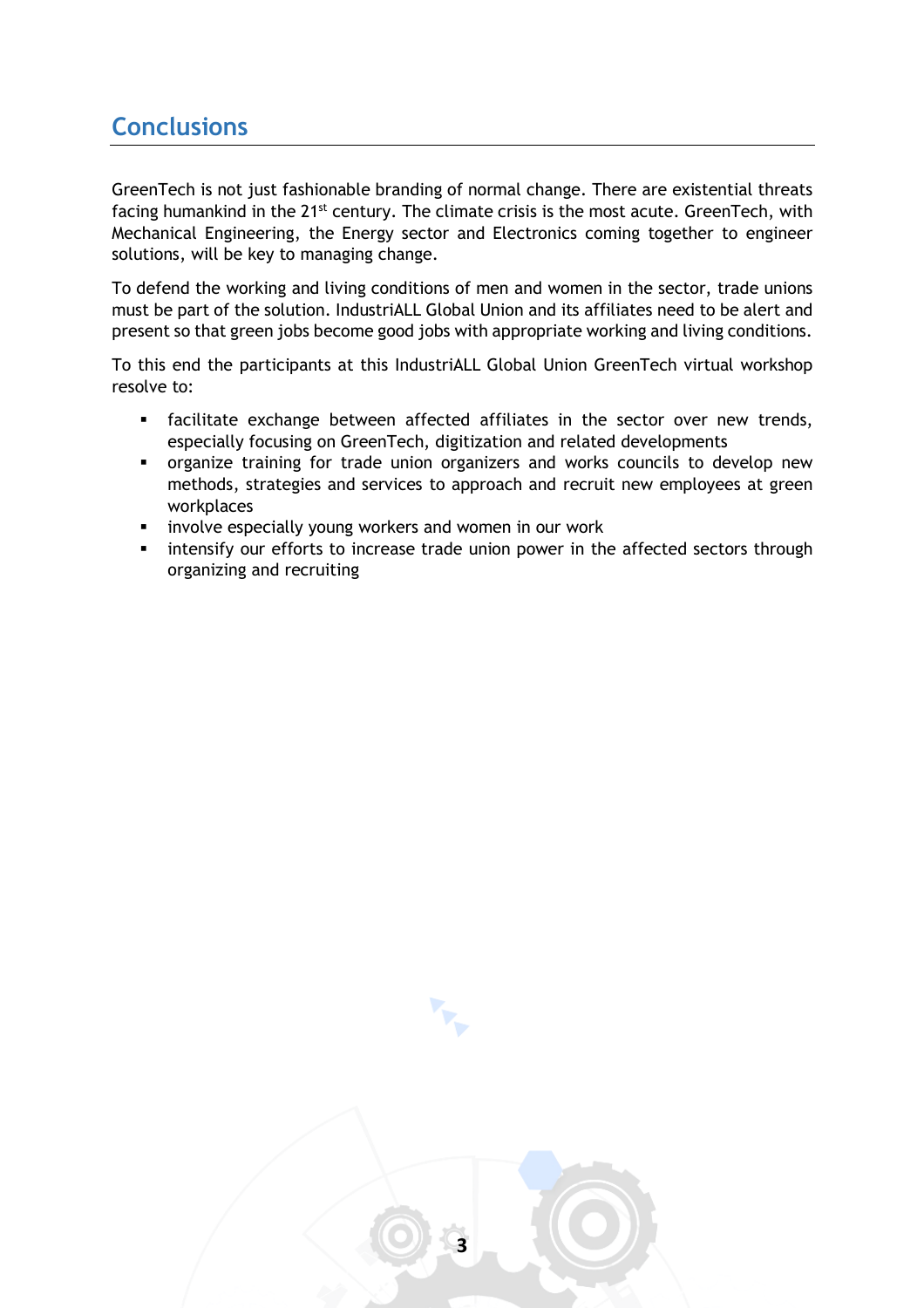## Conclusions

GreenTech is not just fashionable branding of normal change. There are existential threats facing humankind in the 21st century. The climate crisis is the most acute. GreenTech, with Mechanical Engineering, the Energy sector and Electronics coming together to engineer solutions, will be key to managing change.

To defend the working and living conditions of men and women in the sector, trade unions must be part of the solution. IndustriALL Global Union and its affiliates need to be alert and present so that green jobs become good jobs with appropriate working and living conditions.

To this end the participants at this IndustriALL Global Union GreenTech virtual workshop resolve to:

- facilitate exchange between affected affiliates in the sector over new trends, especially focusing on GreenTech, digitization and related developments
- organize training for trade union organizers and works councils to develop new methods, strategies and services to approach and recruit new employees at green workplaces
- involve especially young workers and women in our work
- intensify our efforts to increase trade union power in the affected sectors through organizing and recruiting